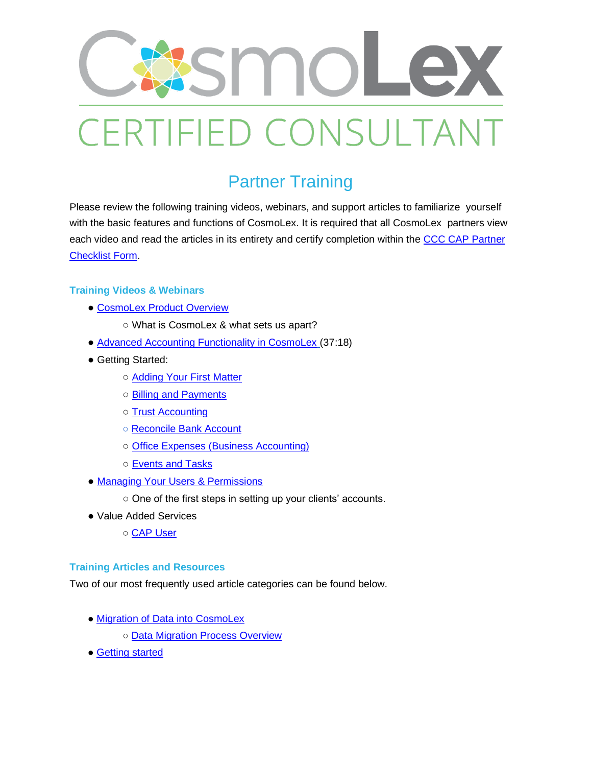# CosmoLex

## CERTIFIED CONSULTANT

## Partner Training

Please review the following training videos, webinars, and support articles to familiarize yourself with the basic features and functions of CosmoLex. It is required that all CosmoLex partners view each video and read the articles in its entirety and certify completion within the CCC CAP Partner Checklist Form.

### Training Videos & Webinars

- CosmoLex Product Overview
  - What is CosmoLex & what sets us apart?
- Advanced Accounting Functionality in CosmoLex (37:18)
- Getting Started:
  - Adding Your First Matter
  - Billing and Payments
  - Trust Accounting
  - Reconcile Bank Account
  - Office Expenses (Business Accounting)
  - Events and Tasks
- Managing Your Users & Permissions
  - One of the first steps in setting up your clients' accounts.
- Value Added Services
  - CAP User

### Training Articles and Resources

Two of our most frequently used article categories can be found below.

- Migration of Data into CosmoLex
  - Data Migration Process Overview
- Getting started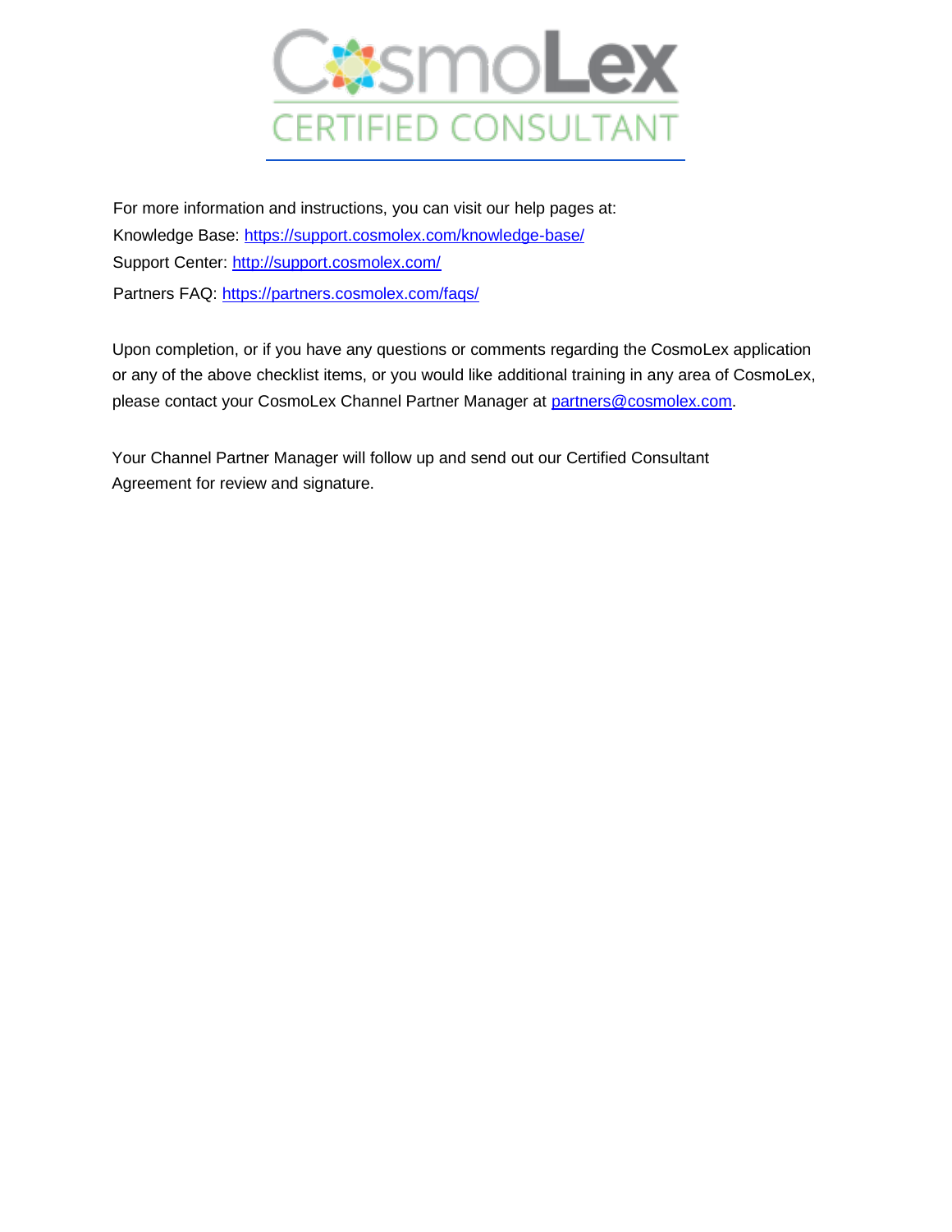For more information and instructions, you can visit our help pages at:
Knowledge Base: https://support.cosmolex.com/knowledge-base/
Support Center: http://support.cosmolex.com/
Partners FAQ: https://partners.cosmolex.com/faqs/

Upon completion, or if you have any questions or comments regarding the CosmoLex application or any of the above checklist items, or you would like additional training in any area of CosmoLex, please contact your CosmoLex Channel Partner Manager at partners@cosmolex.com.

Your Channel Partner Manager will follow up and send out our Certified Consultant Agreement for review and signature.